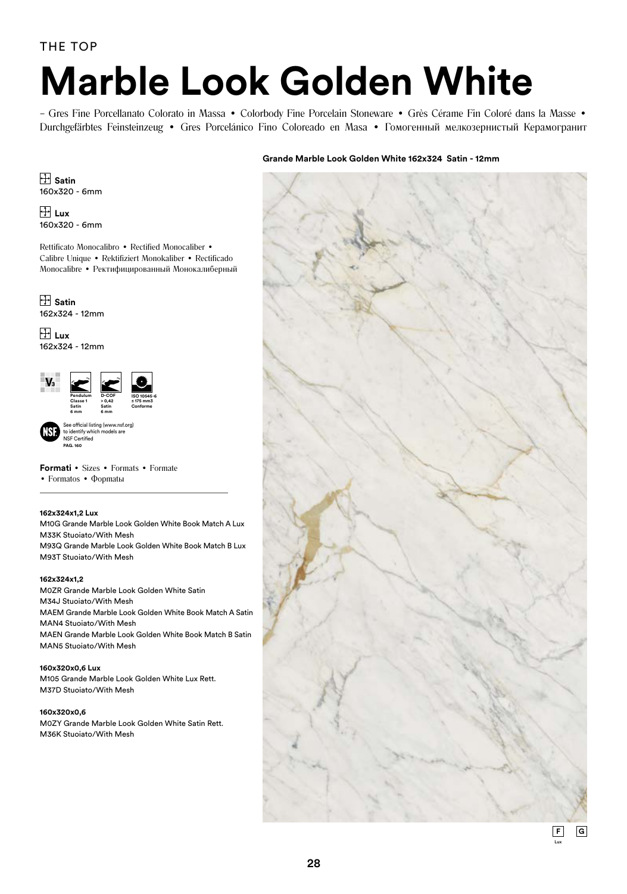THE TOP

# Marble Look Golden White

– Gres Fine Porcellanato Colorato in Massa • Colorbody Fine Porcelain Stoneware • Grès Cérame Fin Coloré dans la Masse • Durchgefärbtes Feinsteinzeug • Gres Porcelánico Fino Coloreado en Masa • Гомогенный мелкозернистый Керамогранит

**Grande Marble Look Golden White 162x324 Satin - 12mm**

**Satin**
160x320 - 6mm

**Lux**
160x320 - 6mm

Rettificato Monocalibro • Rectified Monocaliber • Calibre Unique • Rektifiziert Monokaliber • Rectificado Monocalibre • Ректифицированный Монокалиберный

**Satin**
162x324 - 12mm

**Lux**
162x324 - 12mm

V3

Pendulum Classe 1 Satin 6 mm

D-COF > 0,42 Satin 6 mm

ISO 10545-6 ≤ 175 mm3 Conforme

See official listing (www.nsf.org) to identify which models are NSF Certified
PAG. 160

**Formati** • Sizes • Formats • Formate • Formatos • Форматы

**162x324x1,2 Lux**
M10G Grande Marble Look Golden White Book Match A Lux
M33K Stuoiato/With Mesh
M93Q Grande Marble Look Golden White Book Match B Lux
M93T Stuoiato/With Mesh

**162x324x1,2**
M0ZR Grande Marble Look Golden White Satin
M34J Stuoiato/With Mesh
MAEM Grande Marble Look Golden White Book Match A Satin
MAN4 Stuoiato/With Mesh
MAEN Grande Marble Look Golden White Book Match B Satin
MAN5 Stuoiato/With Mesh

**160x320x0,6 Lux**
M105 Grande Marble Look Golden White Lux Rett.
M37D Stuoiato/With Mesh

**160x320x0,6**
M0ZY Grande Marble Look Golden White Satin Rett.
M36K Stuoiato/With Mesh

F Lux G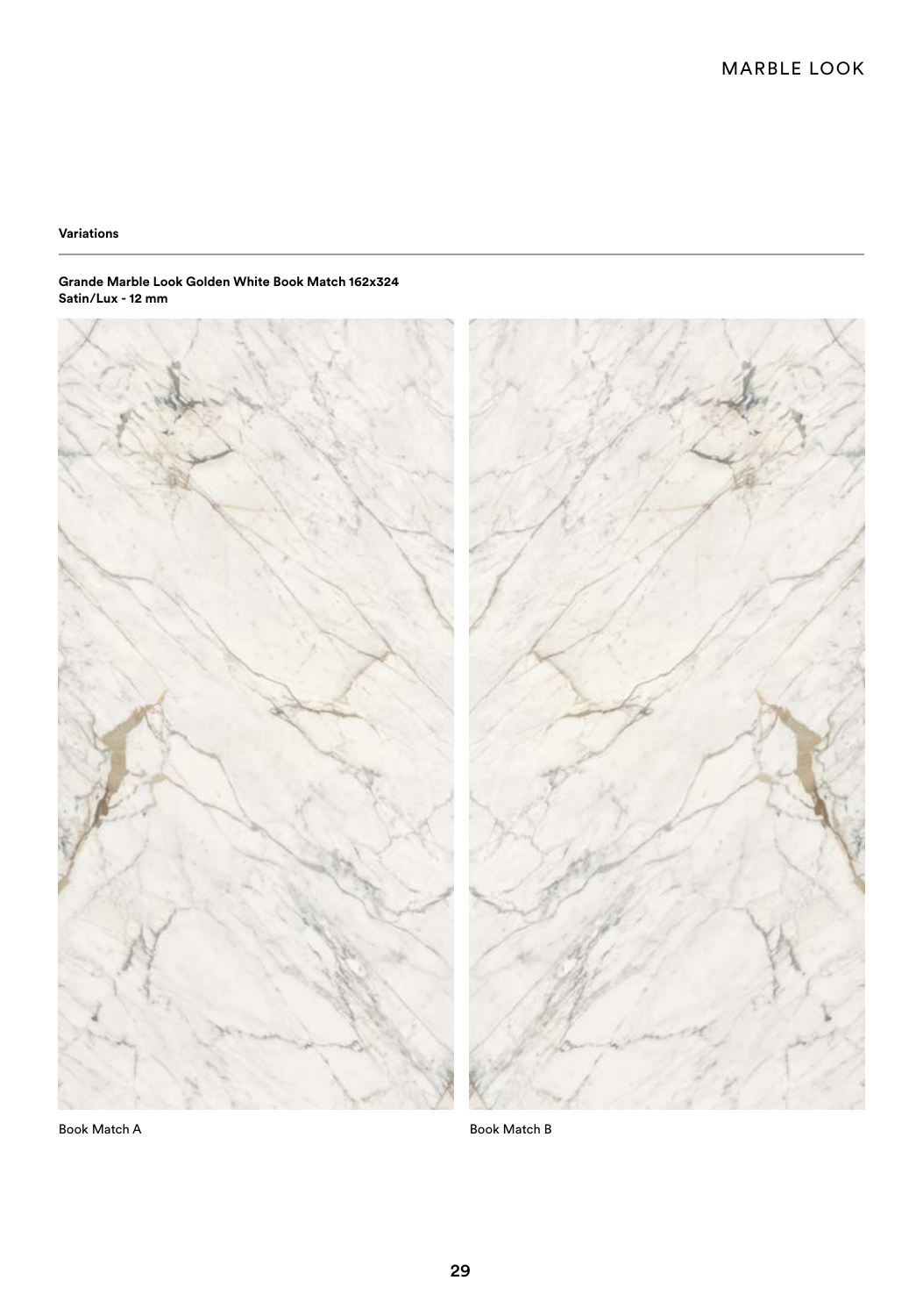**Variations**

**Grande Marble Look Golden White Book Match 162x324**
**Satin/Lux - 12 mm**

Book Match A

Book Match B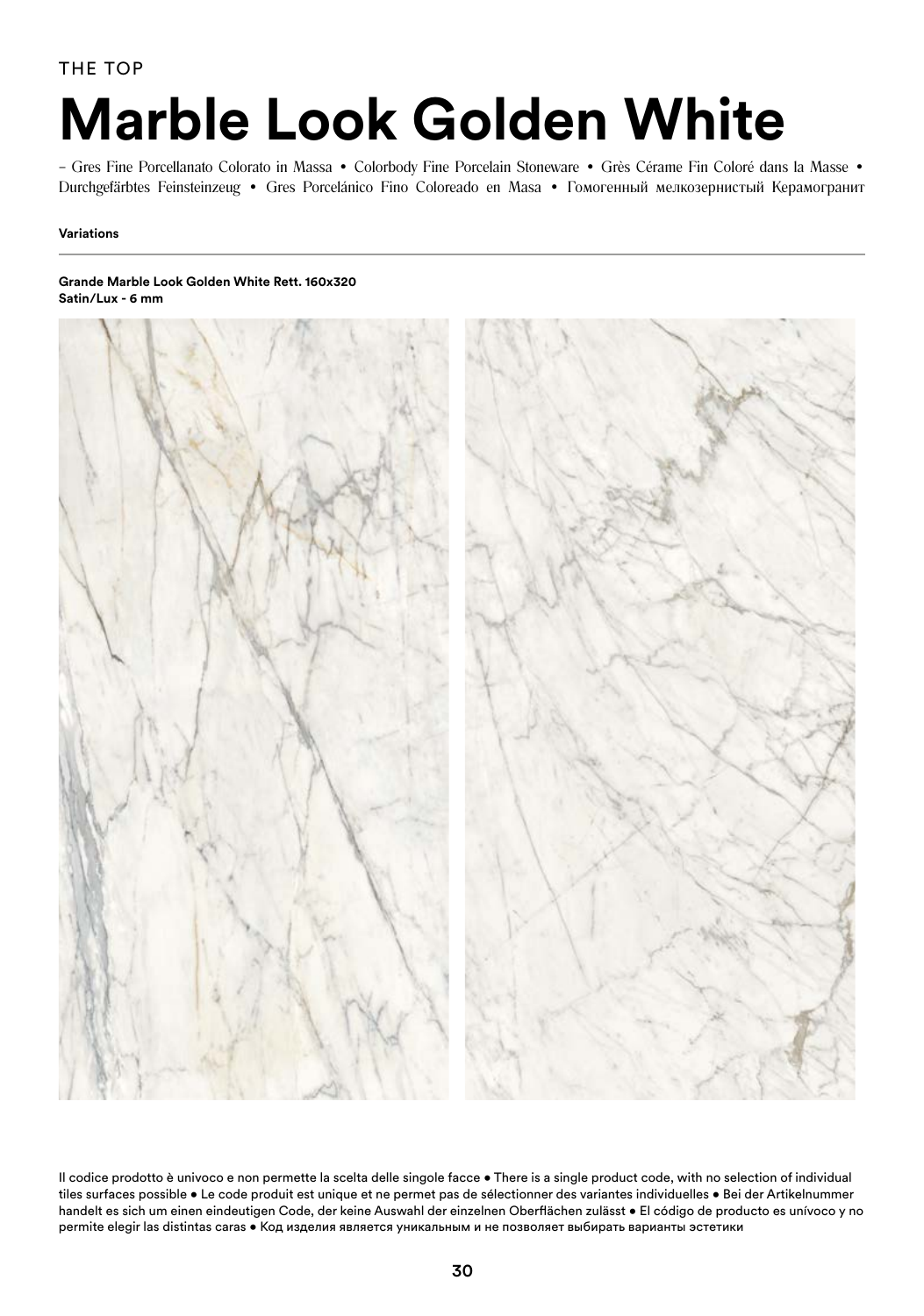THE TOP

# Marble Look Golden White

– Gres Fine Porcellanato Colorato in Massa • Colorbody Fine Porcelain Stoneware • Grès Cérame Fin Coloré dans la Masse • Durchgefärbtes Feinsteinzeug • Gres Porcelánico Fino Coloreado en Masa • Гомогенный мелкозернистый Керамогранит

**Variations**

**Grande Marble Look Golden White Rett. 160x320**
**Satin/Lux - 6 mm**

Il codice prodotto è univoco e non permette la scelta delle singole facce • There is a single product code, with no selection of individual tiles surfaces possible • Le code produit est unique et ne permet pas de sélectionner des variantes individuelles • Bei der Artikelnummer handelt es sich um einen eindeutigen Code, der keine Auswahl der einzelnen Oberflächen zulässt • El código de producto es unívoco y no permite elegir las distintas caras • Код изделия является уникальным и не позволяет выбирать варианты эстетики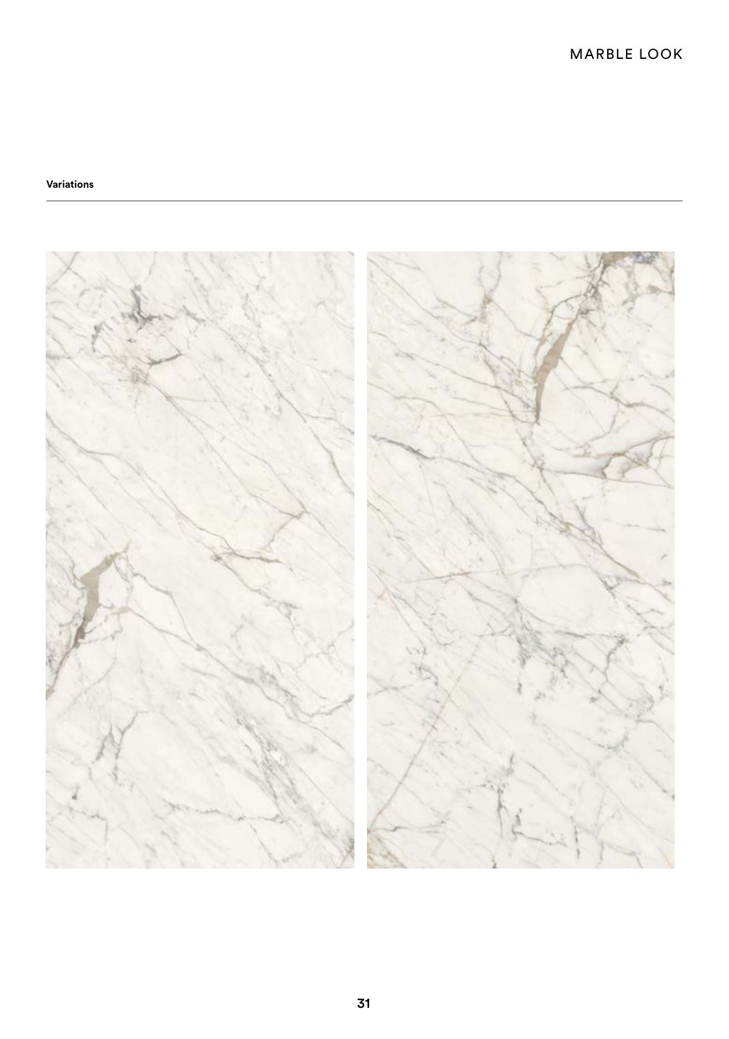**Variations**